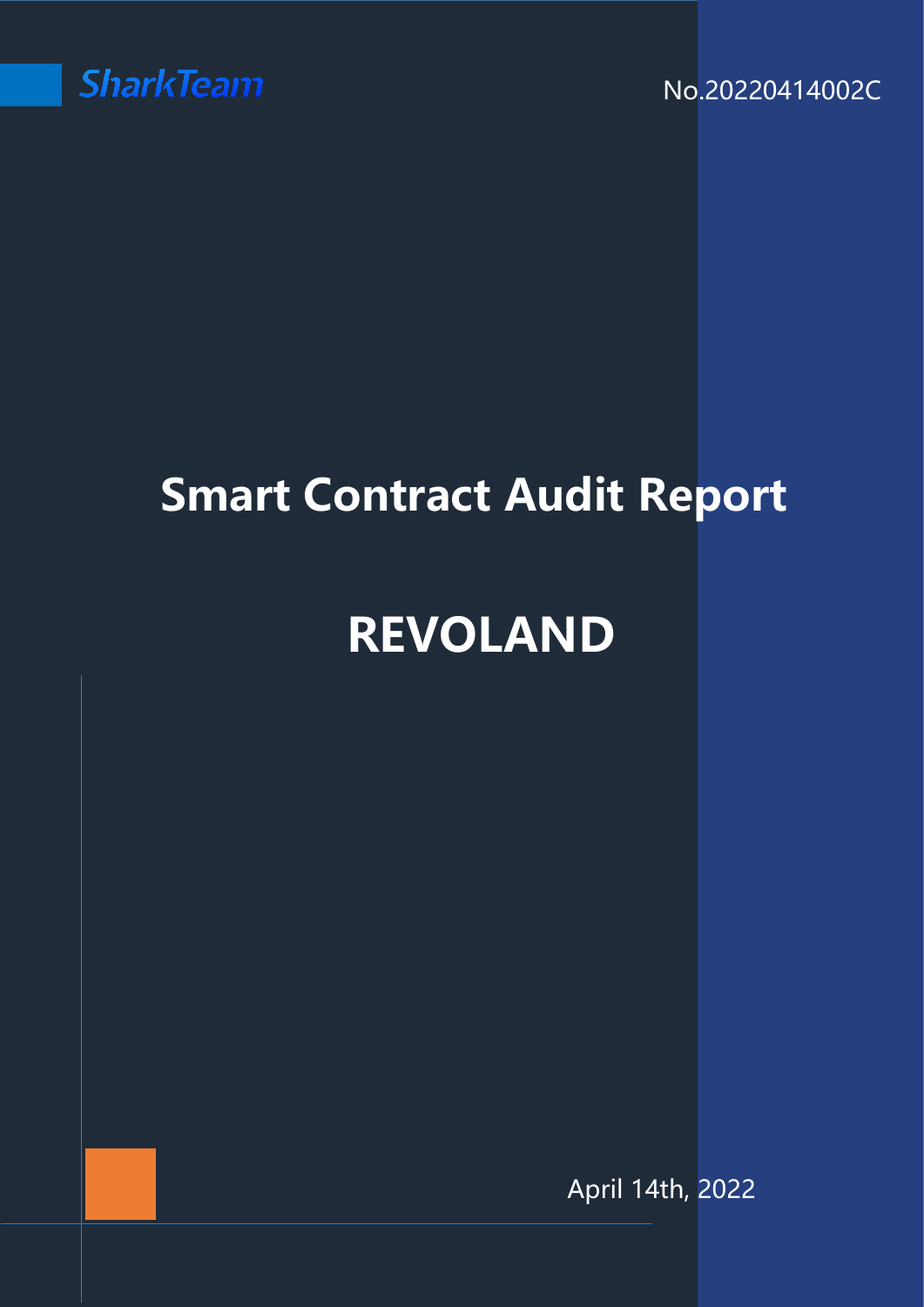SharkTeam

No.20220414002C

# Smart Contract Audit Report

# REVOLAND

April 14th, 2022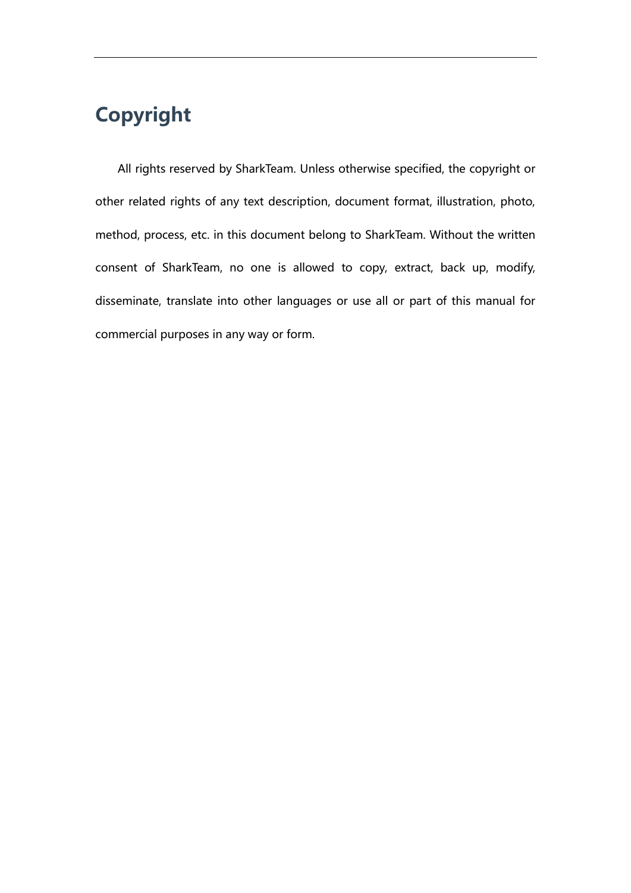# Copyright

All rights reserved by SharkTeam. Unless otherwise specified, the copyright or other related rights of any text description, document format, illustration, photo, method, process, etc. in this document belong to SharkTeam. Without the written consent of SharkTeam, no one is allowed to copy, extract, back up, modify, disseminate, translate into other languages or use all or part of this manual for commercial purposes in any way or form.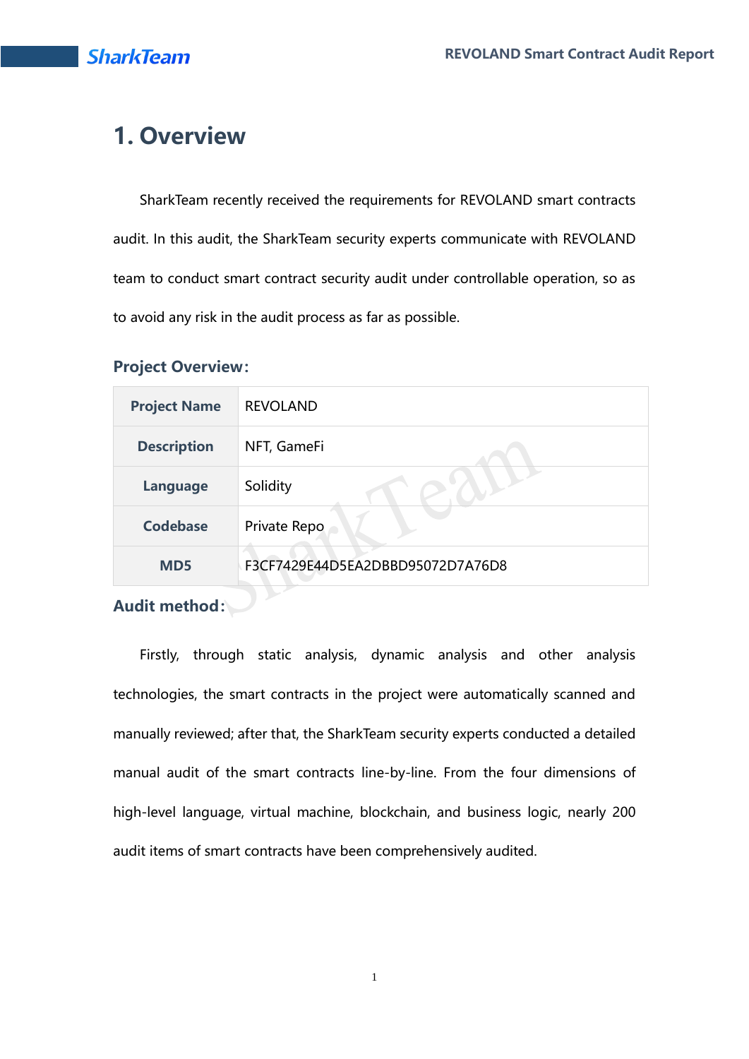# 1. Overview

SharkTeam recently received the requirements for REVOLAND smart contracts audit. In this audit, the SharkTeam security experts communicate with REVOLAND team to conduct smart contract security audit under controllable operation, so as to avoid any risk in the audit process as far as possible.

### Project Overview:

| **Project Name** | REVOLAND |
|---|---|
| **Description** | NFT, GameFi |
| **Language** | Solidity |
| **Codebase** | Private Repo |
| **MD5** | F3CF7429E44D5EA2DBBD95072D7A76D8 |

### Audit method:

Firstly, through static analysis, dynamic analysis and other analysis technologies, the smart contracts in the project were automatically scanned and manually reviewed; after that, the SharkTeam security experts conducted a detailed manual audit of the smart contracts line-by-line. From the four dimensions of high-level language, virtual machine, blockchain, and business logic, nearly 200 audit items of smart contracts have been comprehensively audited.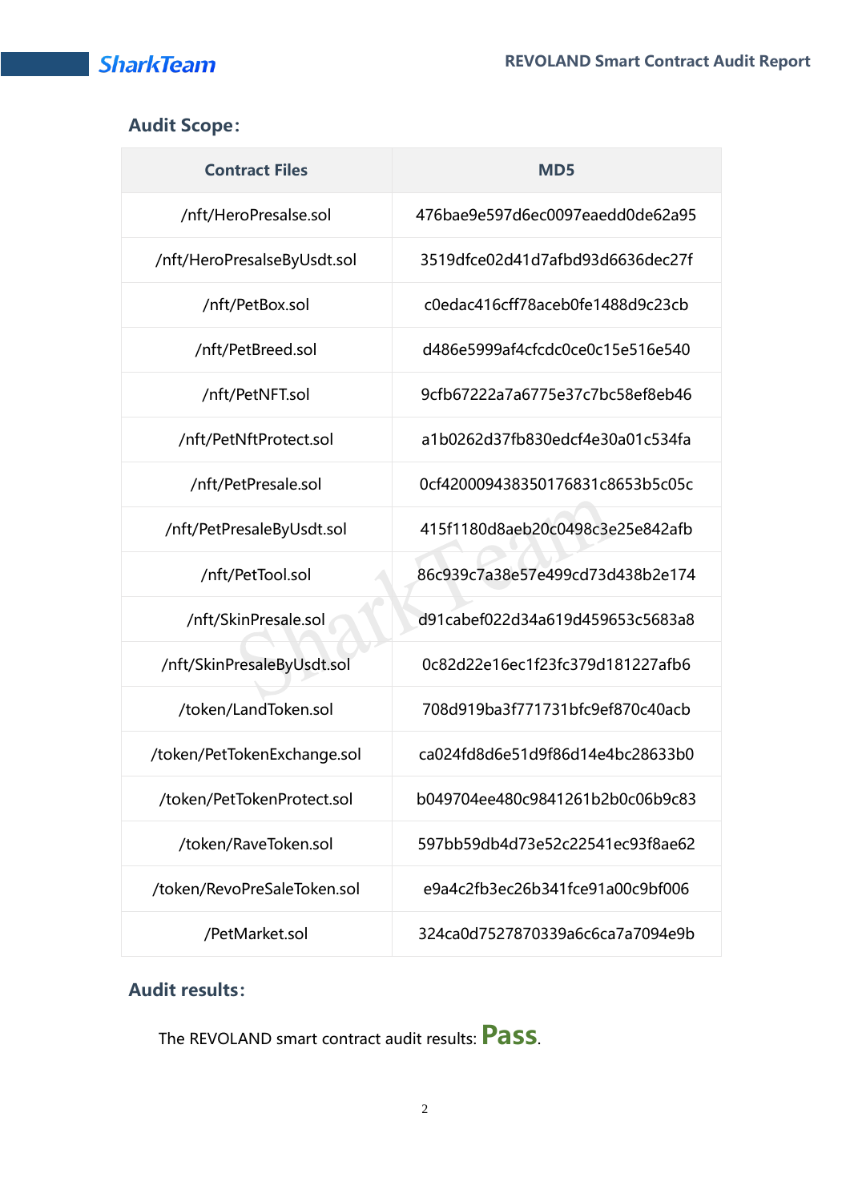## Audit Scope:

| Contract Files | MD5 |
|---|---|
| /nft/HeroPresalse.sol | 476bae9e597d6ec0097eaedd0de62a95 |
| /nft/HeroPresalseByUsdt.sol | 3519dfce02d41d7afbd93d6636dec27f |
| /nft/PetBox.sol | c0edac416cff78aceb0fe1488d9c23cb |
| /nft/PetBreed.sol | d486e5999af4cfcdc0ce0c15e516e540 |
| /nft/PetNFT.sol | 9cfb67222a7a6775e37c7bc58ef8eb46 |
| /nft/PetNftProtect.sol | a1b0262d37fb830edcf4e30a01c534fa |
| /nft/PetPresale.sol | 0cf420009438350176831c8653b5c05c |
| /nft/PetPresaleByUsdt.sol | 415f1180d8aeb20c0498c3e25e842afb |
| /nft/PetTool.sol | 86c939c7a38e57e499cd73d438b2e174 |
| /nft/SkinPresale.sol | d91cabef022d34a619d459653c5683a8 |
| /nft/SkinPresaleByUsdt.sol | 0c82d22e16ec1f23fc379d181227afb6 |
| /token/LandToken.sol | 708d919ba3f771731bfc9ef870c40acb |
| /token/PetTokenExchange.sol | ca024fd8d6e51d9f86d14e4bc28633b0 |
| /token/PetTokenProtect.sol | b049704ee480c9841261b2b0c06b9c83 |
| /token/RaveToken.sol | 597bb59db4d73e52c22541ec93f8ae62 |
| /token/RevoPreSaleToken.sol | e9a4c2fb3ec26b341fce91a00c9bf006 |
| /PetMarket.sol | 324ca0d7527870339a6c6ca7a7094e9b |

## Audit results:

The REVOLAND smart contract audit results: **Pass**.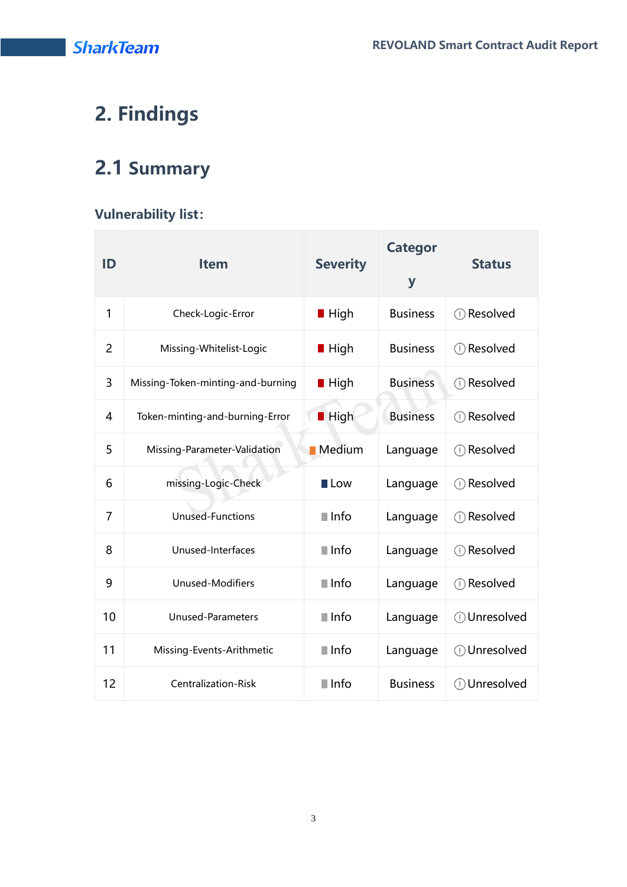# 2. Findings

## 2.1 Summary

**Vulnerability list:**

| ID | Item | Severity | Category | Status |
|---|---|---|---|---|
| 1 | Check-Logic-Error | High | Business | Resolved |
| 2 | Missing-Whitelist-Logic | High | Business | Resolved |
| 3 | Missing-Token-minting-and-burning | High | Business | Resolved |
| 4 | Token-minting-and-burning-Error | High | Business | Resolved |
| 5 | Missing-Parameter-Validation | Medium | Language | Resolved |
| 6 | missing-Logic-Check | Low | Language | Resolved |
| 7 | Unused-Functions | Info | Language | Resolved |
| 8 | Unused-Interfaces | Info | Language | Resolved |
| 9 | Unused-Modifiers | Info | Language | Resolved |
| 10 | Unused-Parameters | Info | Language | Unresolved |
| 11 | Missing-Events-Arithmetic | Info | Language | Unresolved |
| 12 | Centralization-Risk | Info | Business | Unresolved |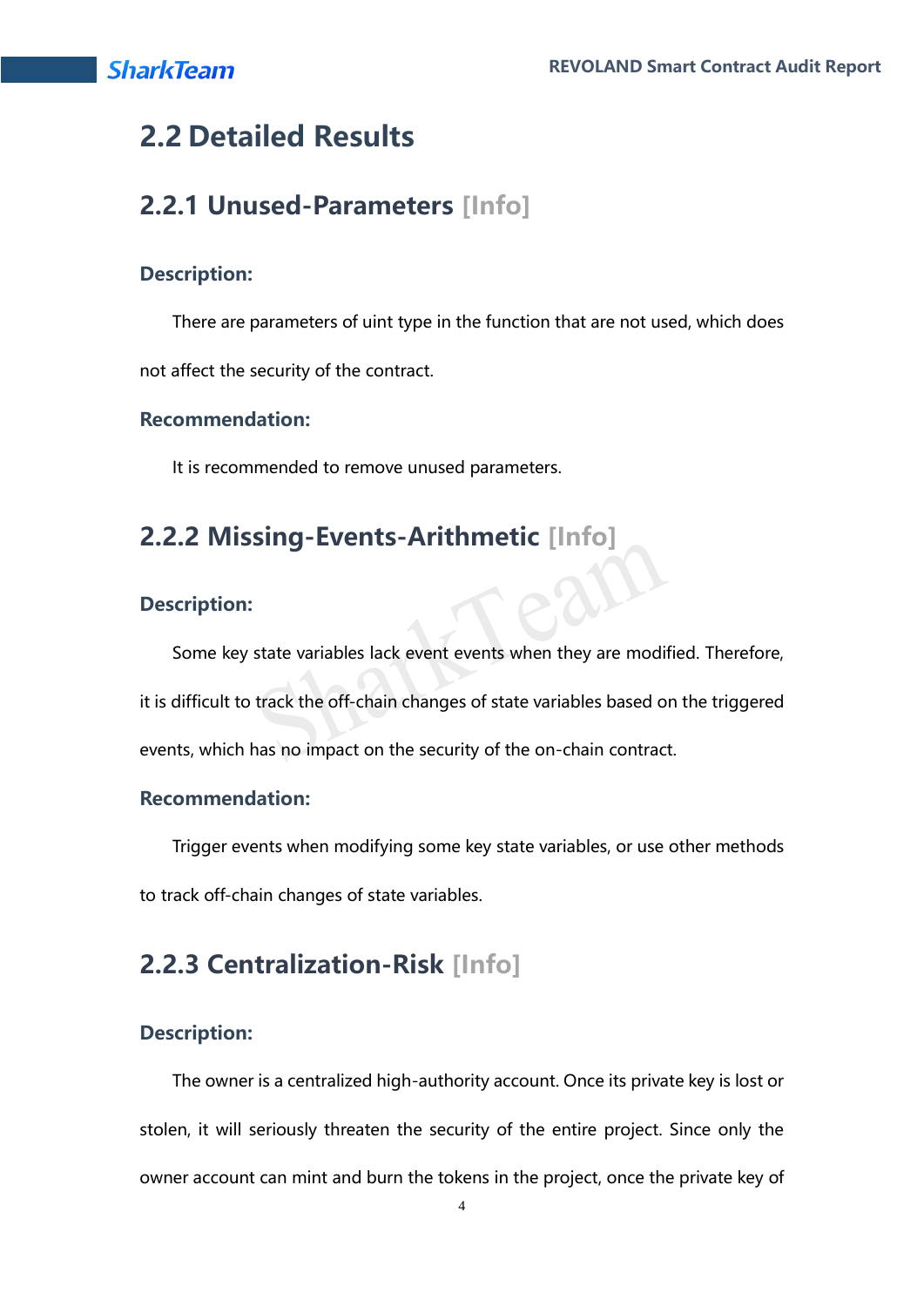## 2.2 Detailed Results

### 2.2.1 Unused-Parameters [Info]

**Description:**

There are parameters of uint type in the function that are not used, which does not affect the security of the contract.

**Recommendation:**

It is recommended to remove unused parameters.

### 2.2.2 Missing-Events-Arithmetic [Info]

**Description:**

Some key state variables lack event events when they are modified. Therefore, it is difficult to track the off-chain changes of state variables based on the triggered events, which has no impact on the security of the on-chain contract.

**Recommendation:**

Trigger events when modifying some key state variables, or use other methods to track off-chain changes of state variables.

### 2.2.3 Centralization-Risk [Info]

**Description:**

The owner is a centralized high-authority account. Once its private key is lost or stolen, it will seriously threaten the security of the entire project. Since only the owner account can mint and burn the tokens in the project, once the private key of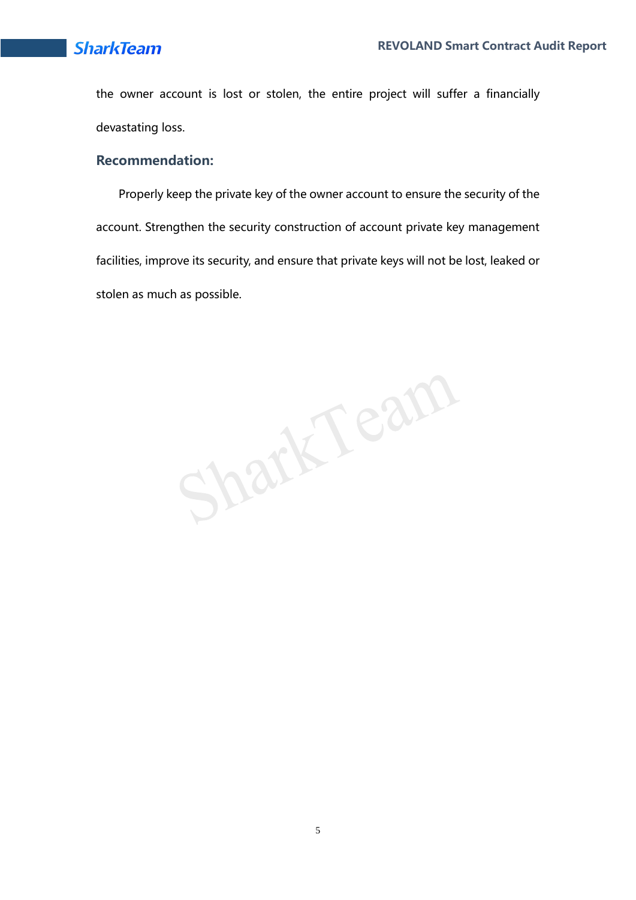the owner account is lost or stolen, the entire project will suffer a financially devastating loss.

### Recommendation:

Properly keep the private key of the owner account to ensure the security of the account. Strengthen the security construction of account private key management facilities, improve its security, and ensure that private keys will not be lost, leaked or stolen as much as possible.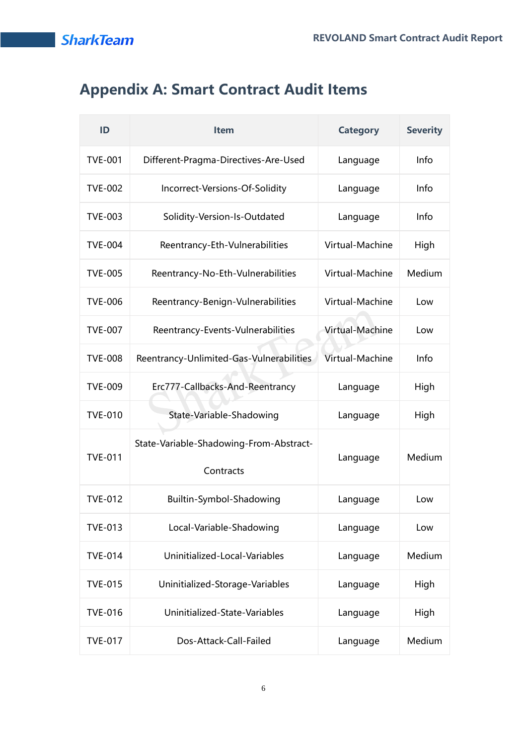# Appendix A: Smart Contract Audit Items

| ID | Item | Category | Severity |
|---|---|---|---|
| TVE-001 | Different-Pragma-Directives-Are-Used | Language | Info |
| TVE-002 | Incorrect-Versions-Of-Solidity | Language | Info |
| TVE-003 | Solidity-Version-Is-Outdated | Language | Info |
| TVE-004 | Reentrancy-Eth-Vulnerabilities | Virtual-Machine | High |
| TVE-005 | Reentrancy-No-Eth-Vulnerabilities | Virtual-Machine | Medium |
| TVE-006 | Reentrancy-Benign-Vulnerabilities | Virtual-Machine | Low |
| TVE-007 | Reentrancy-Events-Vulnerabilities | Virtual-Machine | Low |
| TVE-008 | Reentrancy-Unlimited-Gas-Vulnerabilities | Virtual-Machine | Info |
| TVE-009 | Erc777-Callbacks-And-Reentrancy | Language | High |
| TVE-010 | State-Variable-Shadowing | Language | High |
| TVE-011 | State-Variable-Shadowing-From-Abstract-Contracts | Language | Medium |
| TVE-012 | Builtin-Symbol-Shadowing | Language | Low |
| TVE-013 | Local-Variable-Shadowing | Language | Low |
| TVE-014 | Uninitialized-Local-Variables | Language | Medium |
| TVE-015 | Uninitialized-Storage-Variables | Language | High |
| TVE-016 | Uninitialized-State-Variables | Language | High |
| TVE-017 | Dos-Attack-Call-Failed | Language | Medium |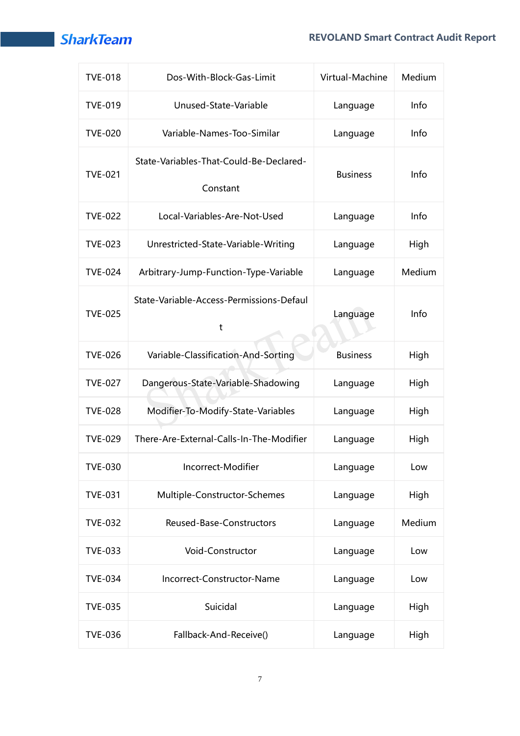| TVE-018 | Dos-With-Block-Gas-Limit | Virtual-Machine | Medium |
|---|---|---|---|
| TVE-019 | Unused-State-Variable | Language | Info |
| TVE-020 | Variable-Names-Too-Similar | Language | Info |
| TVE-021 | State-Variables-That-Could-Be-Declared-Constant | Business | Info |
| TVE-022 | Local-Variables-Are-Not-Used | Language | Info |
| TVE-023 | Unrestricted-State-Variable-Writing | Language | High |
| TVE-024 | Arbitrary-Jump-Function-Type-Variable | Language | Medium |
| TVE-025 | State-Variable-Access-Permissions-Default | Language | Info |
| TVE-026 | Variable-Classification-And-Sorting | Business | High |
| TVE-027 | Dangerous-State-Variable-Shadowing | Language | High |
| TVE-028 | Modifier-To-Modify-State-Variables | Language | High |
| TVE-029 | There-Are-External-Calls-In-The-Modifier | Language | High |
| TVE-030 | Incorrect-Modifier | Language | Low |
| TVE-031 | Multiple-Constructor-Schemes | Language | High |
| TVE-032 | Reused-Base-Constructors | Language | Medium |
| TVE-033 | Void-Constructor | Language | Low |
| TVE-034 | Incorrect-Constructor-Name | Language | Low |
| TVE-035 | Suicidal | Language | High |
| TVE-036 | Fallback-And-Receive() | Language | High |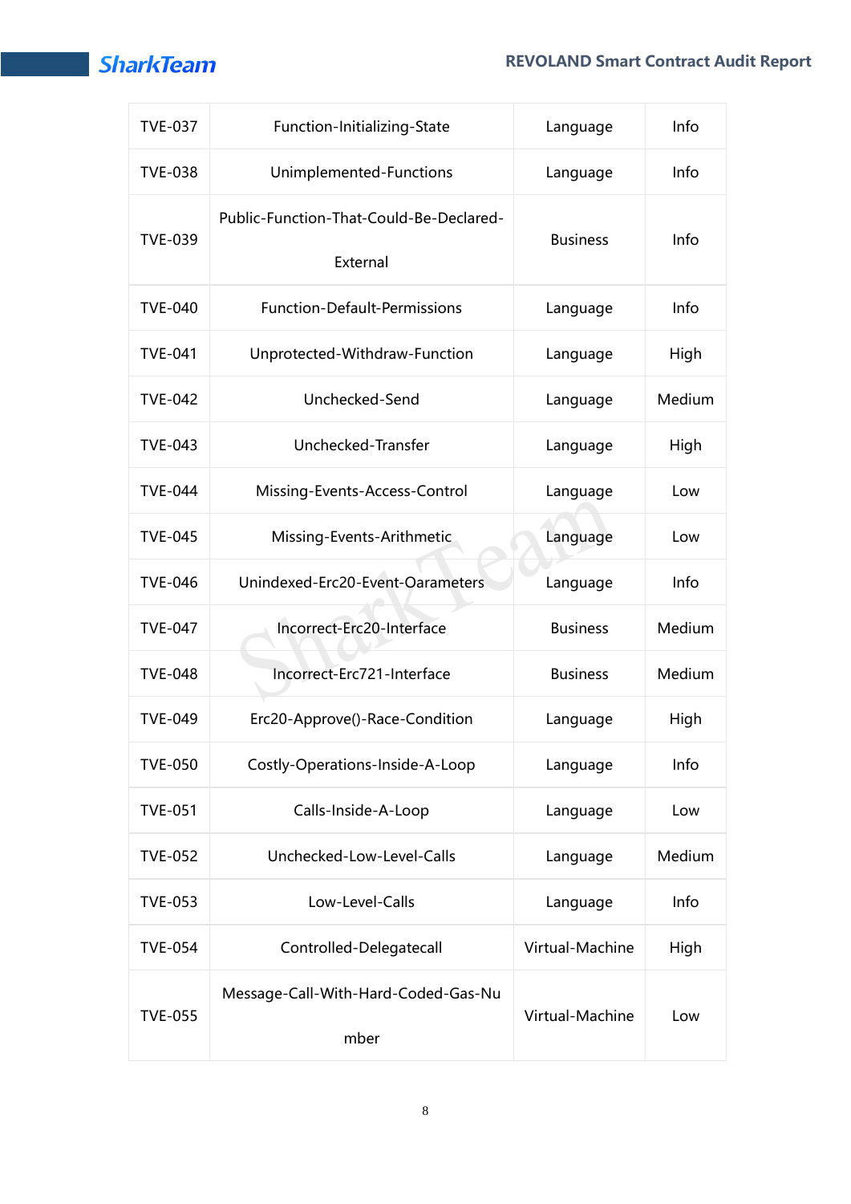| TVE-037 | Function-Initializing-State | Language | Info |
|---|---|---|---|
| TVE-038 | Unimplemented-Functions | Language | Info |
| TVE-039 | Public-Function-That-Could-Be-Declared-External | Business | Info |
| TVE-040 | Function-Default-Permissions | Language | Info |
| TVE-041 | Unprotected-Withdraw-Function | Language | High |
| TVE-042 | Unchecked-Send | Language | Medium |
| TVE-043 | Unchecked-Transfer | Language | High |
| TVE-044 | Missing-Events-Access-Control | Language | Low |
| TVE-045 | Missing-Events-Arithmetic | Language | Low |
| TVE-046 | Unindexed-Erc20-Event-Oarameters | Language | Info |
| TVE-047 | Incorrect-Erc20-Interface | Business | Medium |
| TVE-048 | Incorrect-Erc721-Interface | Business | Medium |
| TVE-049 | Erc20-Approve()-Race-Condition | Language | High |
| TVE-050 | Costly-Operations-Inside-A-Loop | Language | Info |
| TVE-051 | Calls-Inside-A-Loop | Language | Low |
| TVE-052 | Unchecked-Low-Level-Calls | Language | Medium |
| TVE-053 | Low-Level-Calls | Language | Info |
| TVE-054 | Controlled-Delegatecall | Virtual-Machine | High |
| TVE-055 | Message-Call-With-Hard-Coded-Gas-Number | Virtual-Machine | Low |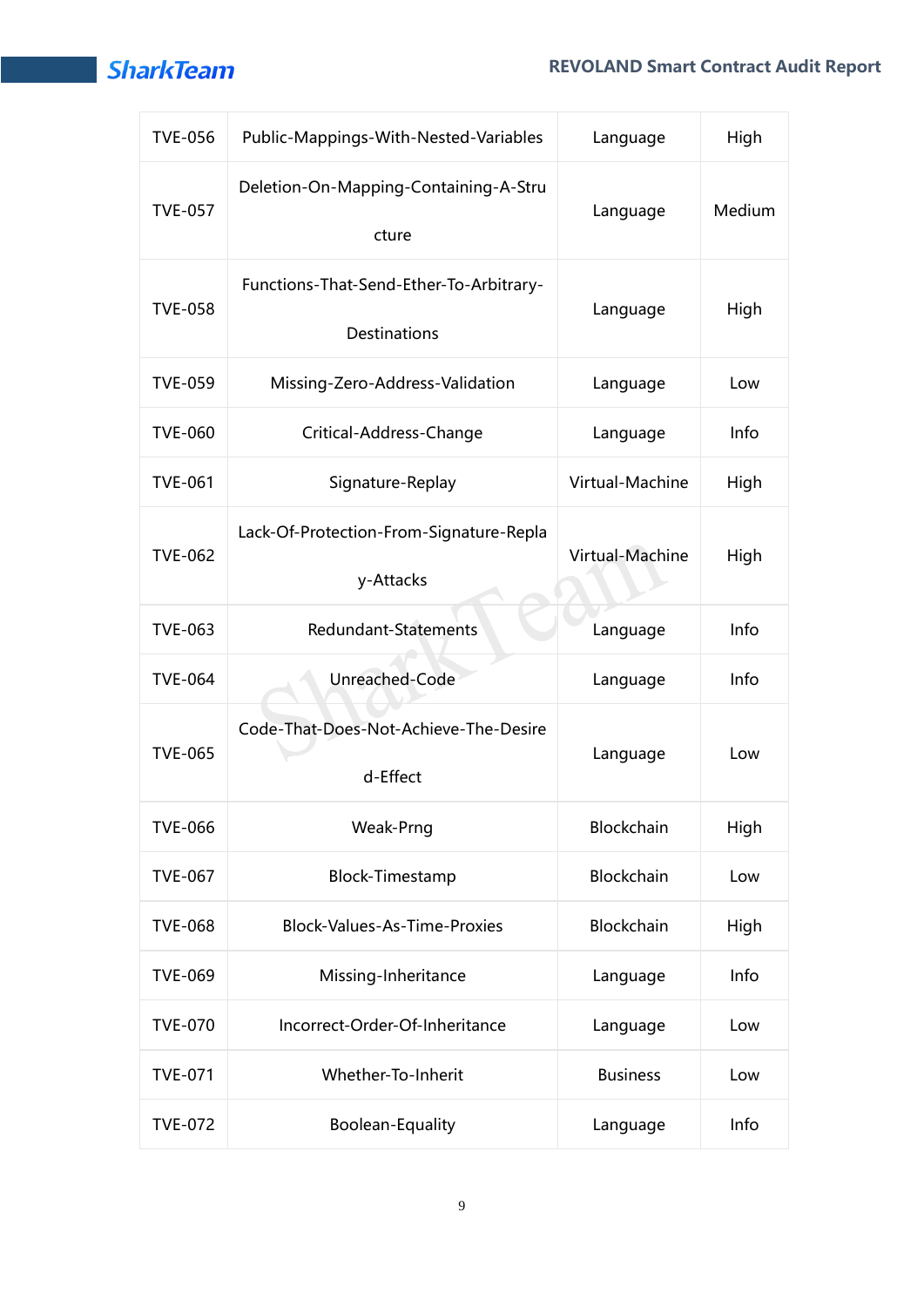| TVE-056 | Public-Mappings-With-Nested-Variables | Language | High |
|---|---|---|---|
| TVE-057 | Deletion-On-Mapping-Containing-A-Structure | Language | Medium |
| TVE-058 | Functions-That-Send-Ether-To-Arbitrary-Destinations | Language | High |
| TVE-059 | Missing-Zero-Address-Validation | Language | Low |
| TVE-060 | Critical-Address-Change | Language | Info |
| TVE-061 | Signature-Replay | Virtual-Machine | High |
| TVE-062 | Lack-Of-Protection-From-Signature-Replay-Attacks | Virtual-Machine | High |
| TVE-063 | Redundant-Statements | Language | Info |
| TVE-064 | Unreached-Code | Language | Info |
| TVE-065 | Code-That-Does-Not-Achieve-The-Desired-Effect | Language | Low |
| TVE-066 | Weak-Prng | Blockchain | High |
| TVE-067 | Block-Timestamp | Blockchain | Low |
| TVE-068 | Block-Values-As-Time-Proxies | Blockchain | High |
| TVE-069 | Missing-Inheritance | Language | Info |
| TVE-070 | Incorrect-Order-Of-Inheritance | Language | Low |
| TVE-071 | Whether-To-Inherit | Business | Low |
| TVE-072 | Boolean-Equality | Language | Info |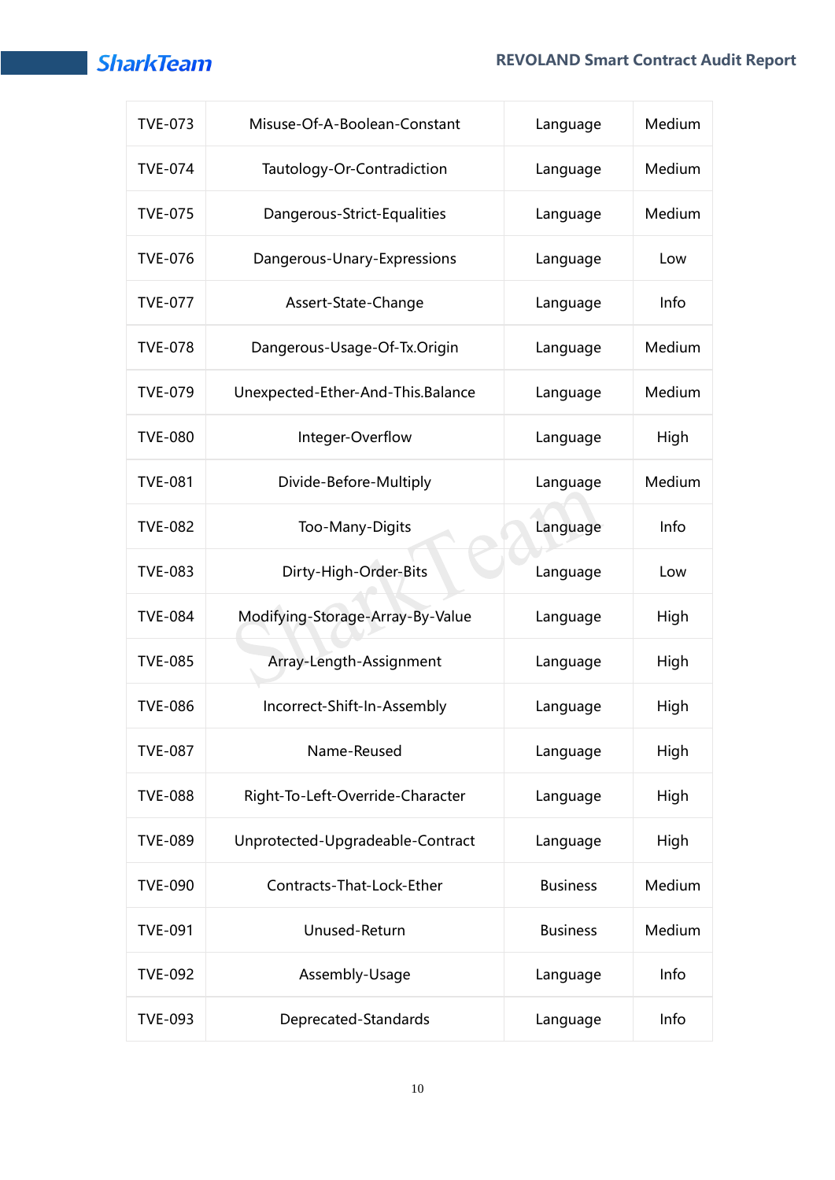| TVE-073 | Misuse-Of-A-Boolean-Constant | Language | Medium |
|---|---|---|---|
| TVE-074 | Tautology-Or-Contradiction | Language | Medium |
| TVE-075 | Dangerous-Strict-Equalities | Language | Medium |
| TVE-076 | Dangerous-Unary-Expressions | Language | Low |
| TVE-077 | Assert-State-Change | Language | Info |
| TVE-078 | Dangerous-Usage-Of-Tx.Origin | Language | Medium |
| TVE-079 | Unexpected-Ether-And-This.Balance | Language | Medium |
| TVE-080 | Integer-Overflow | Language | High |
| TVE-081 | Divide-Before-Multiply | Language | Medium |
| TVE-082 | Too-Many-Digits | Language | Info |
| TVE-083 | Dirty-High-Order-Bits | Language | Low |
| TVE-084 | Modifying-Storage-Array-By-Value | Language | High |
| TVE-085 | Array-Length-Assignment | Language | High |
| TVE-086 | Incorrect-Shift-In-Assembly | Language | High |
| TVE-087 | Name-Reused | Language | High |
| TVE-088 | Right-To-Left-Override-Character | Language | High |
| TVE-089 | Unprotected-Upgradeable-Contract | Language | High |
| TVE-090 | Contracts-That-Lock-Ether | Business | Medium |
| TVE-091 | Unused-Return | Business | Medium |
| TVE-092 | Assembly-Usage | Language | Info |
| TVE-093 | Deprecated-Standards | Language | Info |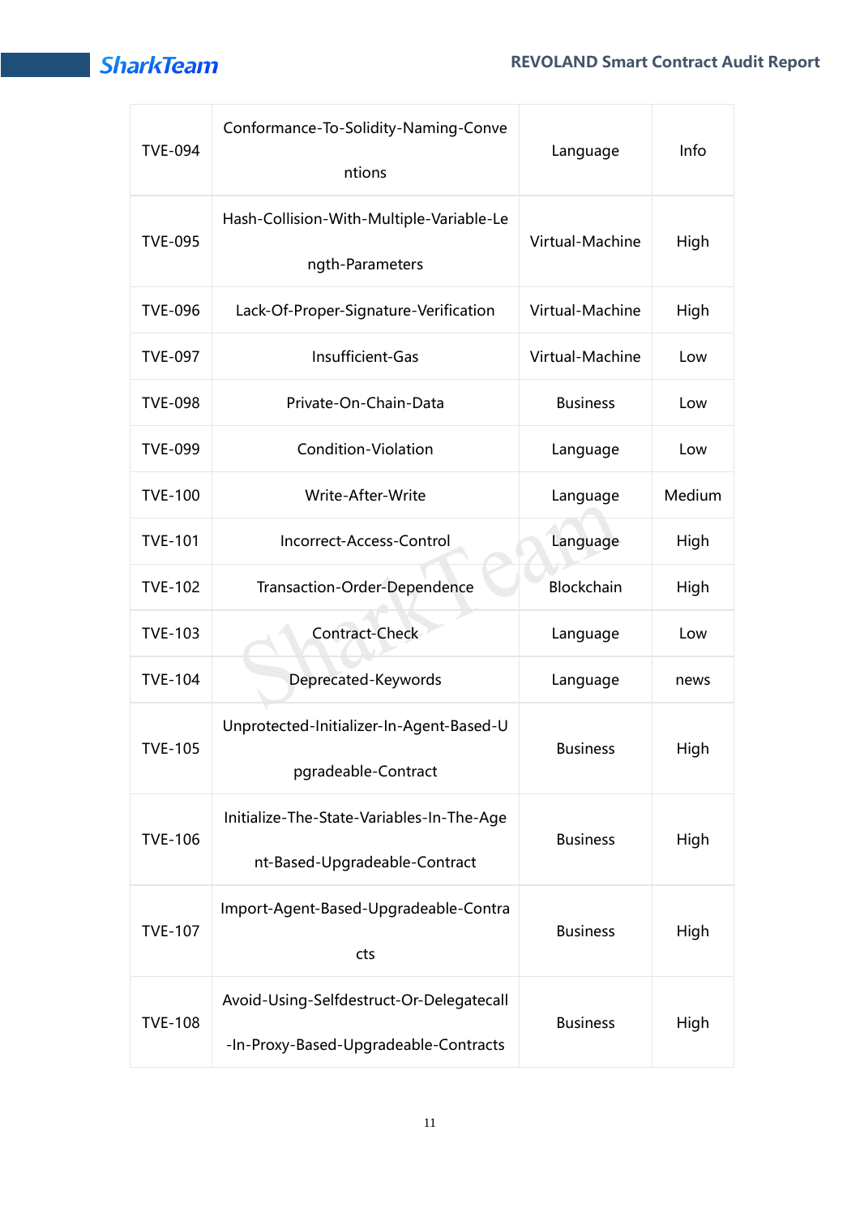| | | | |
|---|---|---|---|
| TVE-094 | Conformance-To-Solidity-Naming-Conventions | Language | Info |
| TVE-095 | Hash-Collision-With-Multiple-Variable-Length-Parameters | Virtual-Machine | High |
| TVE-096 | Lack-Of-Proper-Signature-Verification | Virtual-Machine | High |
| TVE-097 | Insufficient-Gas | Virtual-Machine | Low |
| TVE-098 | Private-On-Chain-Data | Business | Low |
| TVE-099 | Condition-Violation | Language | Low |
| TVE-100 | Write-After-Write | Language | Medium |
| TVE-101 | Incorrect-Access-Control | Language | High |
| TVE-102 | Transaction-Order-Dependence | Blockchain | High |
| TVE-103 | Contract-Check | Language | Low |
| TVE-104 | Deprecated-Keywords | Language | news |
| TVE-105 | Unprotected-Initializer-In-Agent-Based-Upgradeable-Contract | Business | High |
| TVE-106 | Initialize-The-State-Variables-In-The-Agent-Based-Upgradeable-Contract | Business | High |
| TVE-107 | Import-Agent-Based-Upgradeable-Contracts | Business | High |
| TVE-108 | Avoid-Using-Selfdestruct-Or-Delegatecall-In-Proxy-Based-Upgradeable-Contracts | Business | High |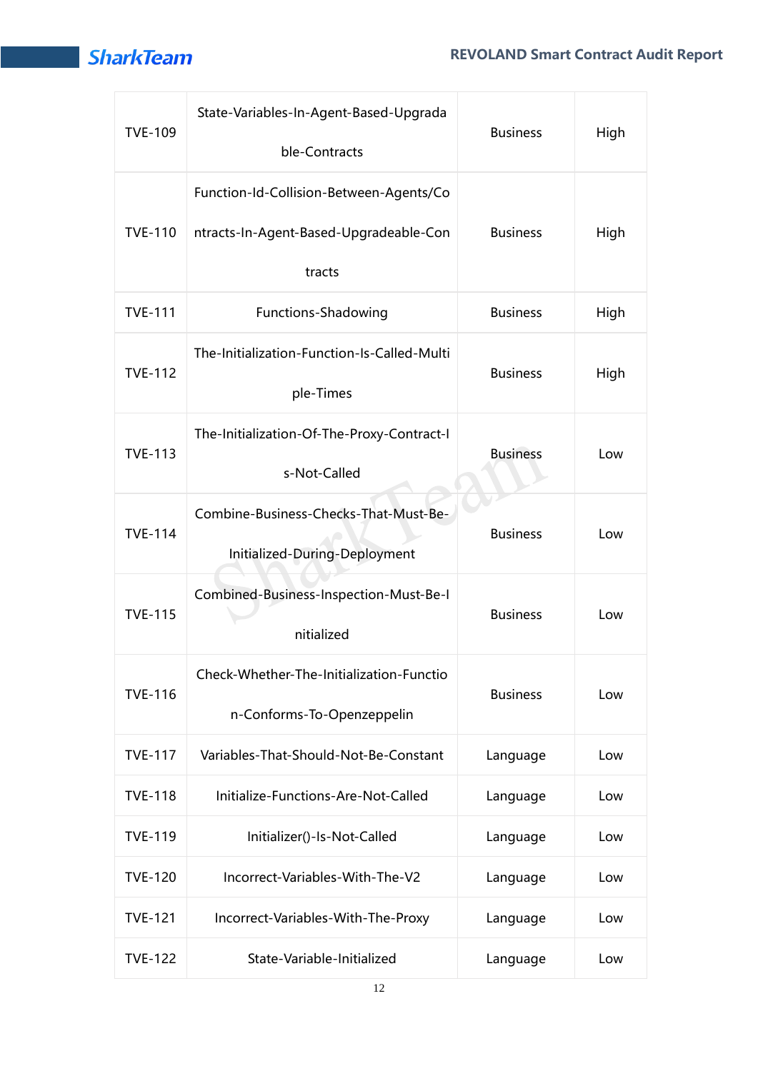| TVE-109 | State-Variables-In-Agent-Based-Upgradable-Contracts | Business | High |
|---|---|---|---|
| TVE-110 | Function-Id-Collision-Between-Agents/Contracts-In-Agent-Based-Upgradeable-Contracts | Business | High |
| TVE-111 | Functions-Shadowing | Business | High |
| TVE-112 | The-Initialization-Function-Is-Called-Multiple-Times | Business | High |
| TVE-113 | The-Initialization-Of-The-Proxy-Contract-Is-Not-Called | Business | Low |
| TVE-114 | Combine-Business-Checks-That-Must-Be-Initialized-During-Deployment | Business | Low |
| TVE-115 | Combined-Business-Inspection-Must-Be-Initialized | Business | Low |
| TVE-116 | Check-Whether-The-Initialization-Function-Conforms-To-Openzeppelin | Business | Low |
| TVE-117 | Variables-That-Should-Not-Be-Constant | Language | Low |
| TVE-118 | Initialize-Functions-Are-Not-Called | Language | Low |
| TVE-119 | Initializer()-Is-Not-Called | Language | Low |
| TVE-120 | Incorrect-Variables-With-The-V2 | Language | Low |
| TVE-121 | Incorrect-Variables-With-The-Proxy | Language | Low |
| TVE-122 | State-Variable-Initialized | Language | Low |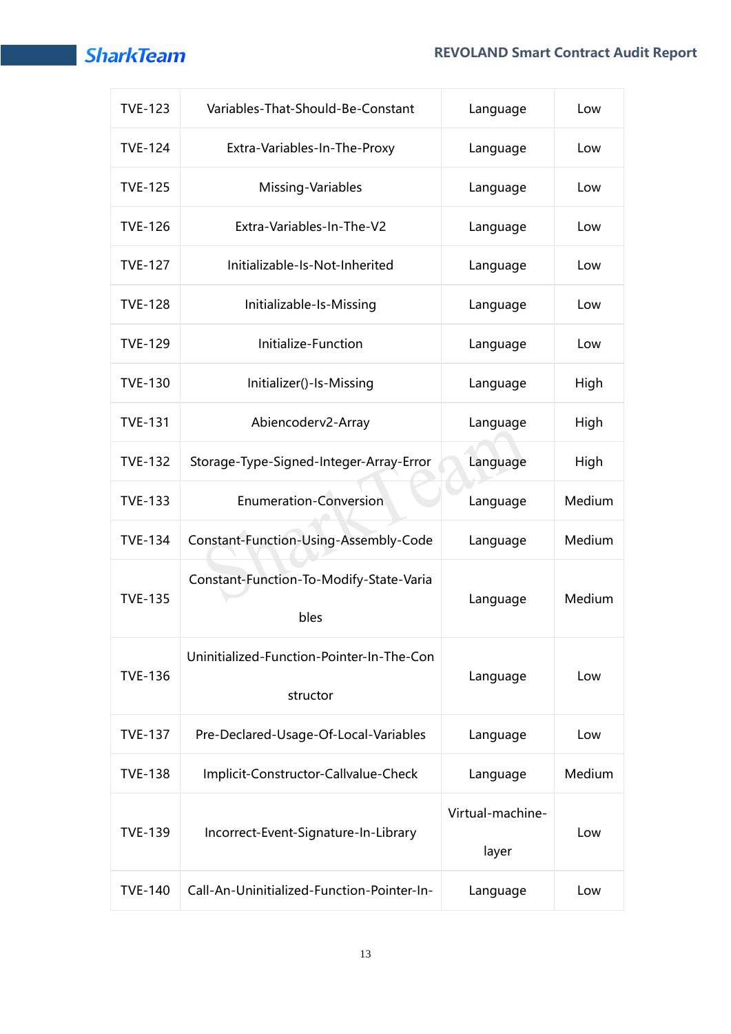| TVE-123 | Variables-That-Should-Be-Constant | Language | Low |
|---|---|---|---|
| TVE-124 | Extra-Variables-In-The-Proxy | Language | Low |
| TVE-125 | Missing-Variables | Language | Low |
| TVE-126 | Extra-Variables-In-The-V2 | Language | Low |
| TVE-127 | Initializable-Is-Not-Inherited | Language | Low |
| TVE-128 | Initializable-Is-Missing | Language | Low |
| TVE-129 | Initialize-Function | Language | Low |
| TVE-130 | Initializer()-Is-Missing | Language | High |
| TVE-131 | Abiencoderv2-Array | Language | High |
| TVE-132 | Storage-Type-Signed-Integer-Array-Error | Language | High |
| TVE-133 | Enumeration-Conversion | Language | Medium |
| TVE-134 | Constant-Function-Using-Assembly-Code | Language | Medium |
| TVE-135 | Constant-Function-To-Modify-State-Variables | Language | Medium |
| TVE-136 | Uninitialized-Function-Pointer-In-The-Constructor | Language | Low |
| TVE-137 | Pre-Declared-Usage-Of-Local-Variables | Language | Low |
| TVE-138 | Implicit-Constructor-Callvalue-Check | Language | Medium |
| TVE-139 | Incorrect-Event-Signature-In-Library | Virtual-machine-layer | Low |
| TVE-140 | Call-An-Uninitialized-Function-Pointer-In- | Language | Low |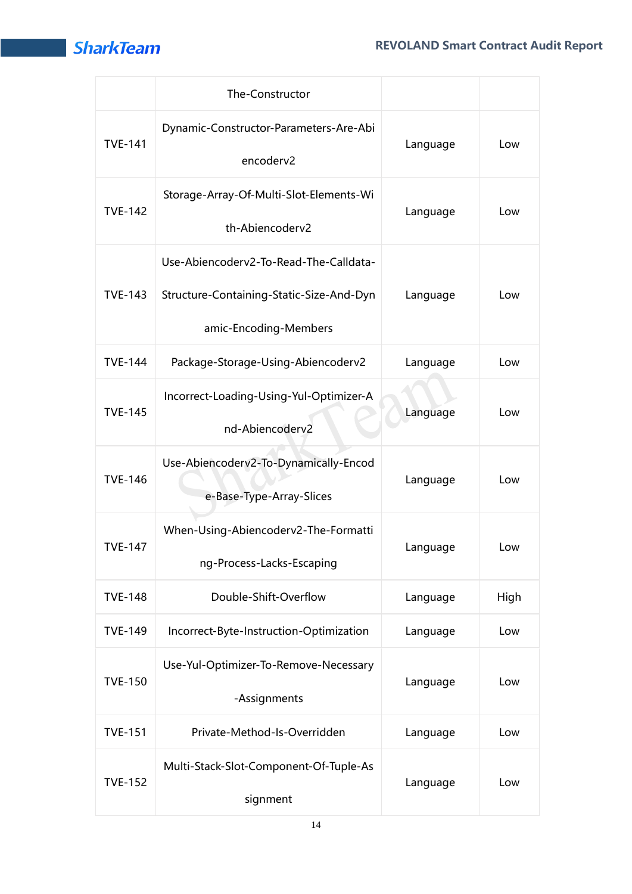|  | The-Constructor |  |  |
|---|---|---|---|
| TVE-141 | Dynamic-Constructor-Parameters-Are-Abiencoderv2 | Language | Low |
| TVE-142 | Storage-Array-Of-Multi-Slot-Elements-With-Abiencoderv2 | Language | Low |
| TVE-143 | Use-Abiencoderv2-To-Read-The-Calldata-Structure-Containing-Static-Size-And-Dynamic-Encoding-Members | Language | Low |
| TVE-144 | Package-Storage-Using-Abiencoderv2 | Language | Low |
| TVE-145 | Incorrect-Loading-Using-Yul-Optimizer-And-Abiencoderv2 | Language | Low |
| TVE-146 | Use-Abiencoderv2-To-Dynamically-Encode-Base-Type-Array-Slices | Language | Low |
| TVE-147 | When-Using-Abiencoderv2-The-Formatting-Process-Lacks-Escaping | Language | Low |
| TVE-148 | Double-Shift-Overflow | Language | High |
| TVE-149 | Incorrect-Byte-Instruction-Optimization | Language | Low |
| TVE-150 | Use-Yul-Optimizer-To-Remove-Necessary-Assignments | Language | Low |
| TVE-151 | Private-Method-Is-Overridden | Language | Low |
| TVE-152 | Multi-Stack-Slot-Component-Of-Tuple-Assignment | Language | Low |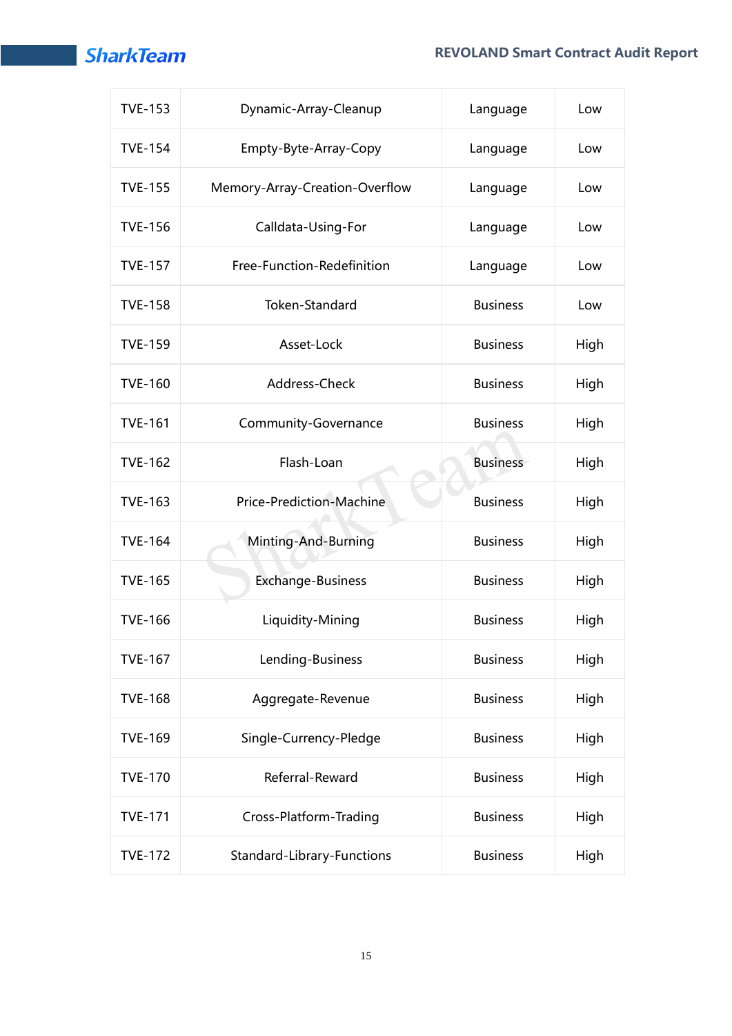| TVE-153 | Dynamic-Array-Cleanup | Language | Low |
|---|---|---|---|
| TVE-154 | Empty-Byte-Array-Copy | Language | Low |
| TVE-155 | Memory-Array-Creation-Overflow | Language | Low |
| TVE-156 | Calldata-Using-For | Language | Low |
| TVE-157 | Free-Function-Redefinition | Language | Low |
| TVE-158 | Token-Standard | Business | Low |
| TVE-159 | Asset-Lock | Business | High |
| TVE-160 | Address-Check | Business | High |
| TVE-161 | Community-Governance | Business | High |
| TVE-162 | Flash-Loan | Business | High |
| TVE-163 | Price-Prediction-Machine | Business | High |
| TVE-164 | Minting-And-Burning | Business | High |
| TVE-165 | Exchange-Business | Business | High |
| TVE-166 | Liquidity-Mining | Business | High |
| TVE-167 | Lending-Business | Business | High |
| TVE-168 | Aggregate-Revenue | Business | High |
| TVE-169 | Single-Currency-Pledge | Business | High |
| TVE-170 | Referral-Reward | Business | High |
| TVE-171 | Cross-Platform-Trading | Business | High |
| TVE-172 | Standard-Library-Functions | Business | High |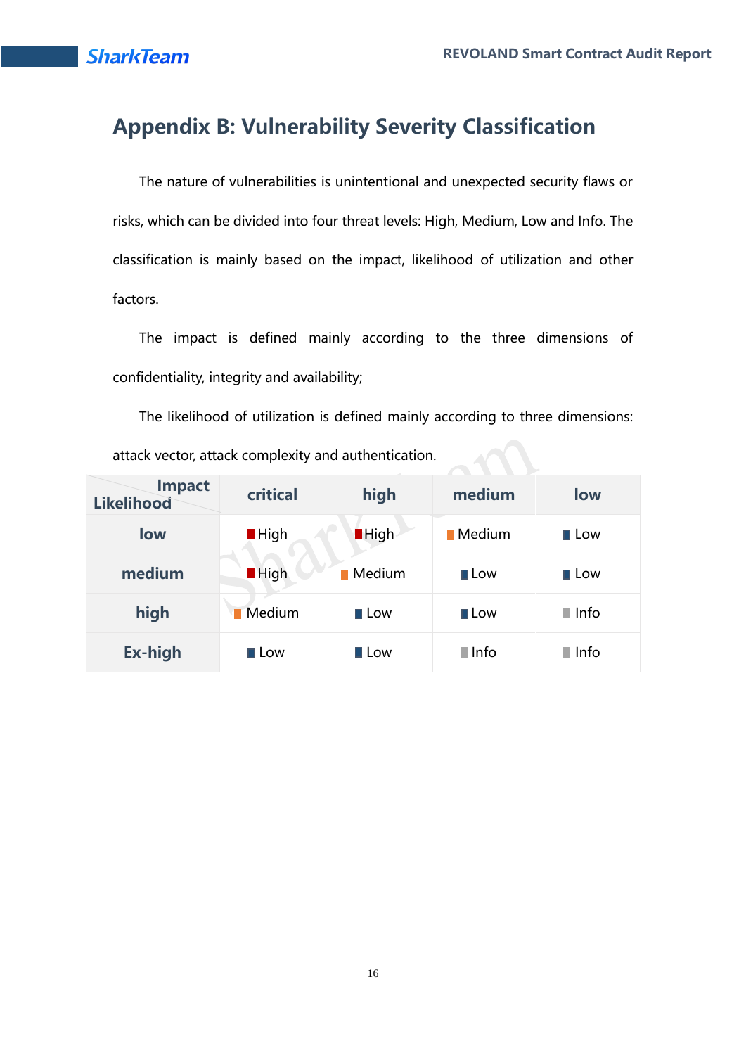# Appendix B: Vulnerability Severity Classification

The nature of vulnerabilities is unintentional and unexpected security flaws or risks, which can be divided into four threat levels: High, Medium, Low and Info. The classification is mainly based on the impact, likelihood of utilization and other factors.

The impact is defined mainly according to the three dimensions of confidentiality, integrity and availability;

The likelihood of utilization is defined mainly according to three dimensions: attack vector, attack complexity and authentication.

| Likelihood \ Impact | critical | high | medium | low |
|---|---|---|---|---|
| **low** | High | High | Medium | Low |
| **medium** | High | Medium | Low | Low |
| **high** | Medium | Low | Low | Info |
| **Ex-high** | Low | Low | Info | Info |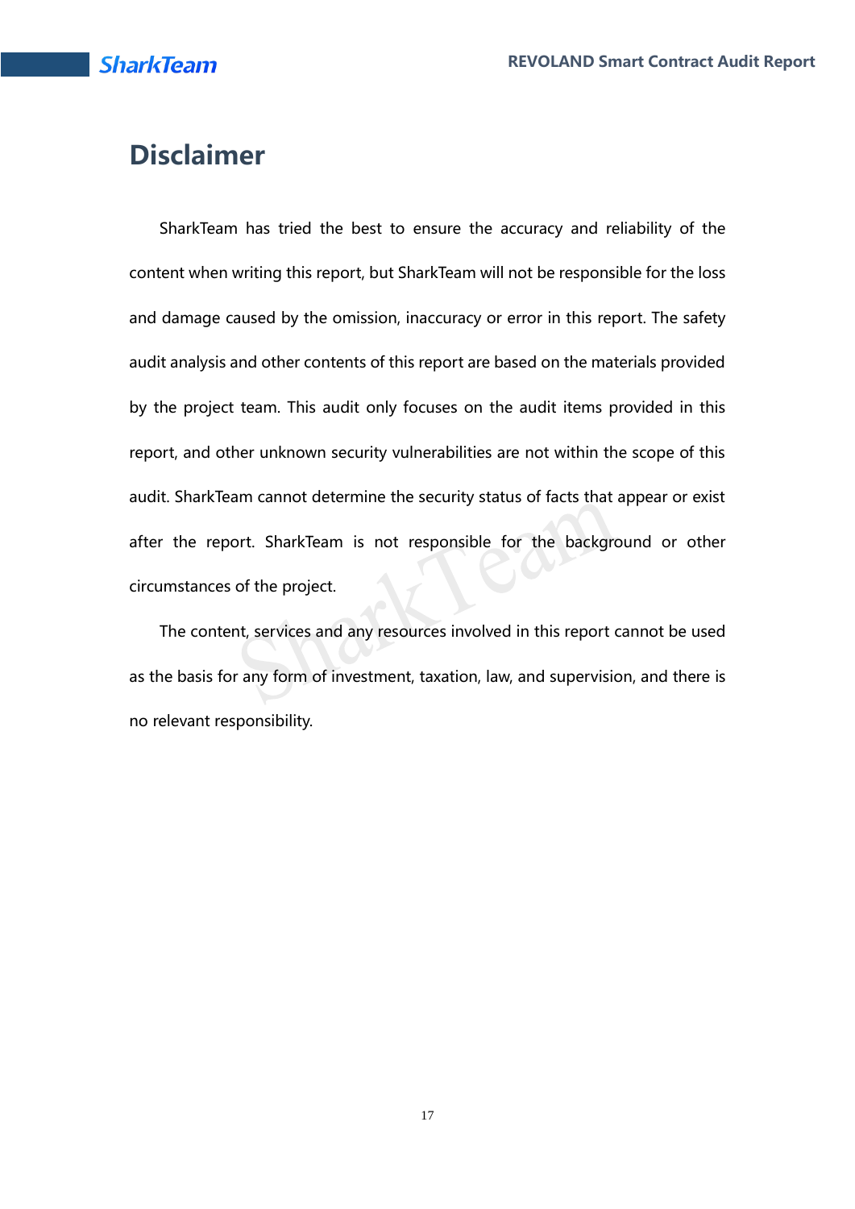# Disclaimer

SharkTeam has tried the best to ensure the accuracy and reliability of the content when writing this report, but SharkTeam will not be responsible for the loss and damage caused by the omission, inaccuracy or error in this report. The safety audit analysis and other contents of this report are based on the materials provided by the project team. This audit only focuses on the audit items provided in this report, and other unknown security vulnerabilities are not within the scope of this audit. SharkTeam cannot determine the security status of facts that appear or exist after the report. SharkTeam is not responsible for the background or other circumstances of the project.

The content, services and any resources involved in this report cannot be used as the basis for any form of investment, taxation, law, and supervision, and there is no relevant responsibility.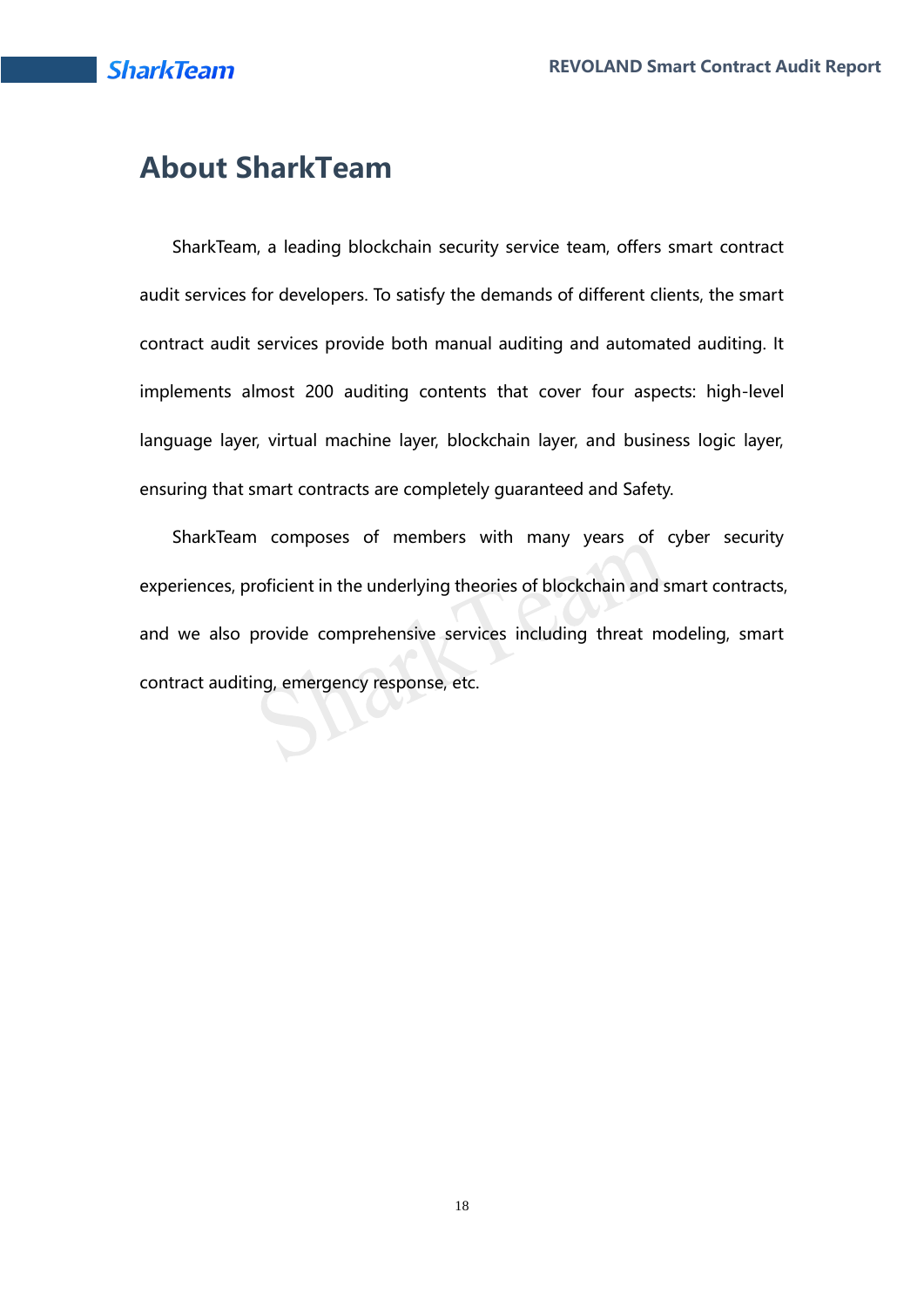# About SharkTeam

SharkTeam, a leading blockchain security service team, offers smart contract audit services for developers. To satisfy the demands of different clients, the smart contract audit services provide both manual auditing and automated auditing. It implements almost 200 auditing contents that cover four aspects: high-level language layer, virtual machine layer, blockchain layer, and business logic layer, ensuring that smart contracts are completely guaranteed and Safety.

SharkTeam composes of members with many years of cyber security experiences, proficient in the underlying theories of blockchain and smart contracts, and we also provide comprehensive services including threat modeling, smart contract auditing, emergency response, etc.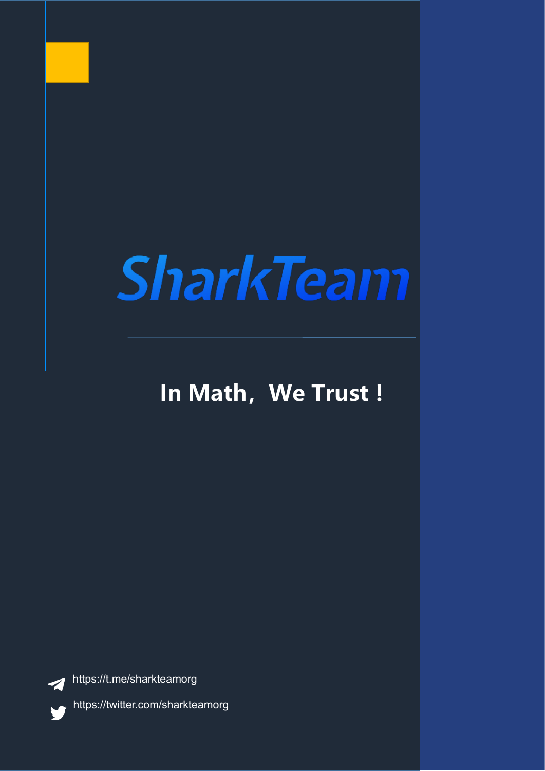# SharkTeam

**In Math，We Trust !**

https://t.me/sharkteamorg

https://twitter.com/sharkteamorg